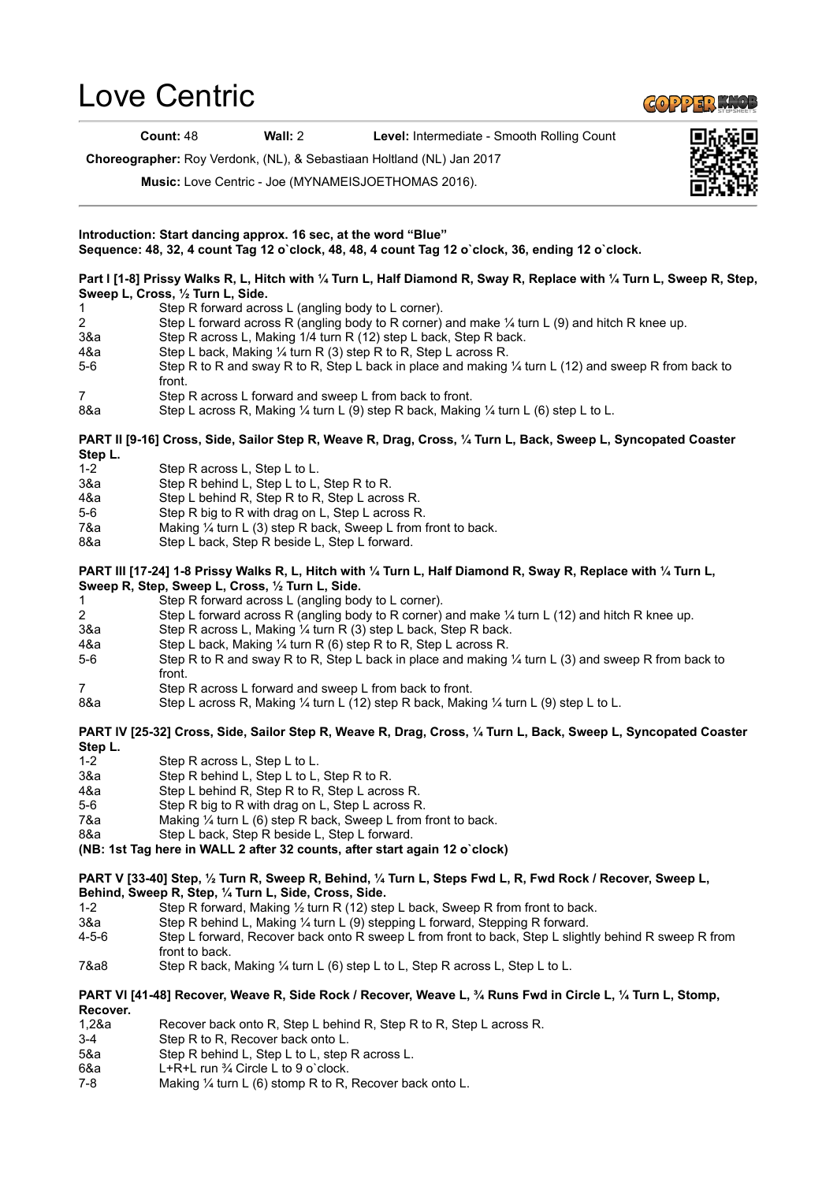# Love Centric

**Count:** 48 **Wall:** 2 **Level:** Intermediate - Smooth Rolling Count

**Choreographer:** Roy Verdonk, (NL), & Sebastiaan Holtland (NL) Jan 2017

**Music:** Love Centric - Joe (MYNAMEISJOETHOMAS 2016).

**Introduction: Start dancing approx. 16 sec, at the word "Blue"**
**Sequence: 48, 32, 4 count Tag 12 o`clock, 48, 48, 4 count Tag 12 o`clock, 36, ending 12 o`clock.**

**Part I [1-8] Prissy Walks R, L, Hitch with ¼ Turn L, Half Diamond R, Sway R, Replace with ¼ Turn L, Sweep R, Step, Sweep L, Cross, ½ Turn L, Side.**

| | |
|---|---|
| 1 | Step R forward across L (angling body to L corner). |
| 2 | Step L forward across R (angling body to R corner) and make ¼ turn L (9) and hitch R knee up. |
| 3&a | Step R across L, Making 1/4 turn R (12) step L back, Step R back. |
| 4&a | Step L back, Making ¼ turn R (3) step R to R, Step L across R. |
| 5-6 | Step R to R and sway R to R, Step L back in place and making ¼ turn L (12) and sweep R from back to front. |
| 7 | Step R across L forward and sweep L from back to front. |
| 8&a | Step L across R, Making ¼ turn L (9) step R back, Making ¼ turn L (6) step L to L. |

**PART II [9-16] Cross, Side, Sailor Step R, Weave R, Drag, Cross, ¼ Turn L, Back, Sweep L, Syncopated Coaster Step L.**

| | |
|---|---|
| 1-2 | Step R across L, Step L to L. |
| 3&a | Step R behind L, Step L to L, Step R to R. |
| 4&a | Step L behind R, Step R to R, Step L across R. |
| 5-6 | Step R big to R with drag on L, Step L across R. |
| 7&a | Making ¼ turn L (3) step R back, Sweep L from front to back. |
| 8&a | Step L back, Step R beside L, Step L forward. |

**PART III [17-24] 1-8 Prissy Walks R, L, Hitch with ¼ Turn L, Half Diamond R, Sway R, Replace with ¼ Turn L, Sweep R, Step, Sweep L, Cross, ½ Turn L, Side.**

| | |
|---|---|
| 1 | Step R forward across L (angling body to L corner). |
| 2 | Step L forward across R (angling body to R corner) and make ¼ turn L (12) and hitch R knee up. |
| 3&a | Step R across L, Making ¼ turn R (3) step L back, Step R back. |
| 4&a | Step L back, Making ¼ turn R (6) step R to R, Step L across R. |
| 5-6 | Step R to R and sway R to R, Step L back in place and making ¼ turn L (3) and sweep R from back to front. |
| 7 | Step R across L forward and sweep L from back to front. |
| 8&a | Step L across R, Making ¼ turn L (12) step R back, Making ¼ turn L (9) step L to L. |

**PART IV [25-32] Cross, Side, Sailor Step R, Weave R, Drag, Cross, ¼ Turn L, Back, Sweep L, Syncopated Coaster Step L.**

| | |
|---|---|
| 1-2 | Step R across L, Step L to L. |
| 3&a | Step R behind L, Step L to L, Step R to R. |
| 4&a | Step L behind R, Step R to R, Step L across R. |
| 5-6 | Step R big to R with drag on L, Step L across R. |
| 7&a | Making ¼ turn L (6) step R back, Sweep L from front to back. |
| 8&a | Step L back, Step R beside L, Step L forward. |

**(NB: 1st Tag here in WALL 2 after 32 counts, after start again 12 o`clock)**

**PART V [33-40] Step, ½ Turn R, Sweep R, Behind, ¼ Turn L, Steps Fwd L, R, Fwd Rock / Recover, Sweep L, Behind, Sweep R, Step, ¼ Turn L, Side, Cross, Side.**

| | |
|---|---|
| 1-2 | Step R forward, Making ½ turn R (12) step L back, Sweep R from front to back. |
| 3&a | Step R behind L, Making ¼ turn L (9) stepping L forward, Stepping R forward. |
| 4-5-6 | Step L forward, Recover back onto R sweep L from front to back, Step L slightly behind R sweep R from front to back. |
| 7&a8 | Step R back, Making ¼ turn L (6) step L to L, Step R across L, Step L to L. |

**PART VI [41-48] Recover, Weave R, Side Rock / Recover, Weave L, ¾ Runs Fwd in Circle L, ¼ Turn L, Stomp, Recover.**

| | |
|---|---|
| 1,2&a | Recover back onto R, Step L behind R, Step R to R, Step L across R. |
| 3-4 | Step R to R, Recover back onto L. |
| 5&a | Step R behind L, Step L to L, step R across L. |
| 6&a | L+R+L run ¾ Circle L to 9 o`clock. |
| 7-8 | Making ¼ turn L (6) stomp R to R, Recover back onto L. |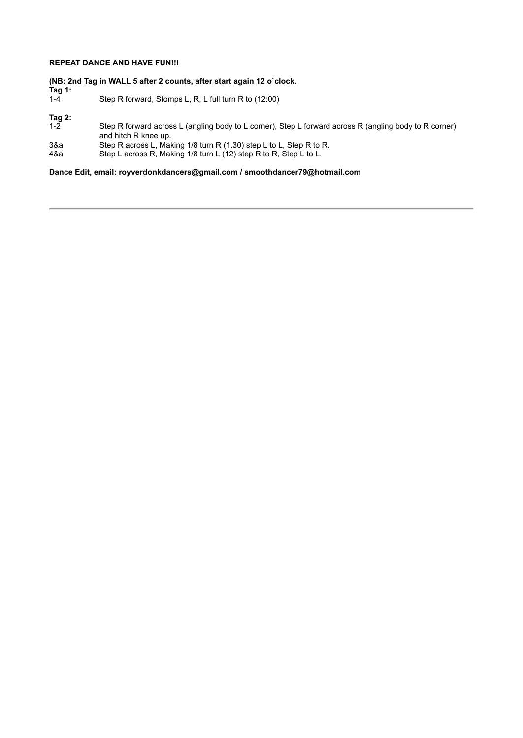**REPEAT DANCE AND HAVE FUN!!!**

**(NB: 2nd Tag in WALL 5 after 2 counts, after start again 12 o`clock.**

**Tag 1:**

| | |
|---|---|
| 1-4 | Step R forward, Stomps L, R, L full turn R to (12:00) |

**Tag 2:**

| | |
|---|---|
| 1-2 | Step R forward across L (angling body to L corner), Step L forward across R (angling body to R corner) and hitch R knee up. |
| 3&a | Step R across L, Making 1/8 turn R (1.30) step L to L, Step R to R. |
| 4&a | Step L across R, Making 1/8 turn L (12) step R to R, Step L to L. |

**Dance Edit, email: royverdonkdancers@gmail.com / smoothdancer79@hotmail.com**

---